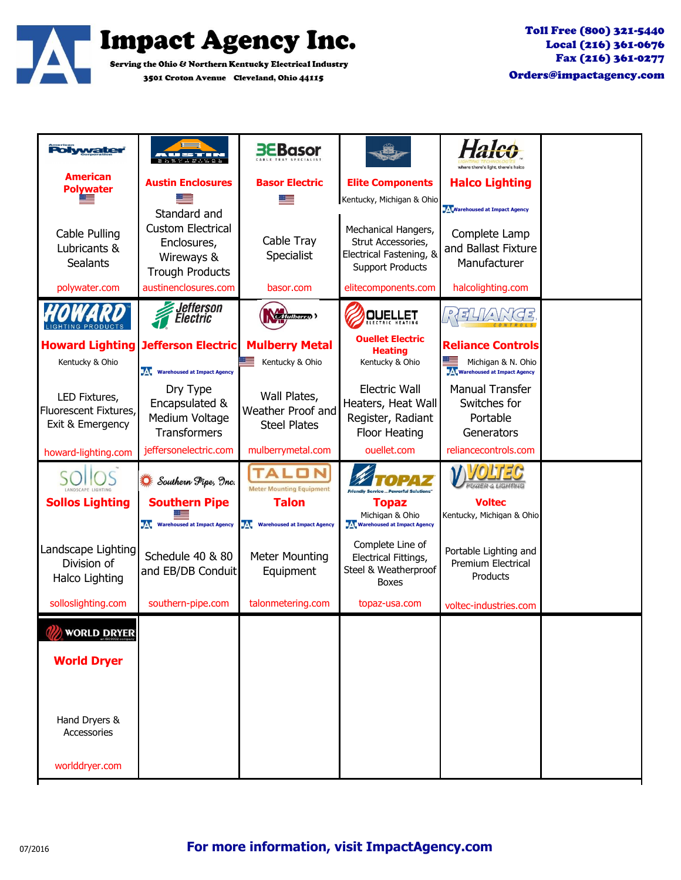# Impact Agency Inc.

Serving the Ohio & Northern Kentucky Electrical Industry

3501 Croton Avenue Cleveland, Ohio 44115

**Toll Free (800) 321-5440**
**Local (216) 361-0676**
**Fax (216) 361-0277**
**Orders@impactagency.com**

| | | | | | |
|---|---|---|---|---|---|
| **American Polywater**<br><br>Cable Pulling Lubricants & Sealants<br><br>polywater.com | **Austin Enclosures**<br><br>Standard and Custom Electrical Enclosures, Wireways & Trough Products<br><br>austinenclosures.com | **Basor Electric**<br><br>Cable Tray Specialist<br><br>basor.com | **Elite Components**<br>Kentucky, Michigan & Ohio<br><br>Mechanical Hangers, Strut Accessories, Electrical Fastening, & Support Products<br><br>elitecomponents.com | **Halco Lighting**<br>Warehoused at Impact Agency<br><br>Complete Lamp and Ballast Fixture Manufacturer<br><br>halcolighting.com | |
| **Howard Lighting**<br>Kentucky & Ohio<br><br>LED Fixtures, Fluorescent Fixtures, Exit & Emergency<br><br>howard-lighting.com | **Jefferson Electric**<br>Warehoused at Impact Agency<br><br>Dry Type Encapsulated & Medium Voltage Transformers<br><br>jeffersonelectric.com | **Mulberry Metal**<br>Kentucky & Ohio<br><br>Wall Plates, Weather Proof and Steel Plates<br><br>mulberrymetal.com | **Ouellet Electric Heating**<br>Kentucky & Ohio<br><br>Electric Wall Heaters, Heat Wall Register, Radiant Floor Heating<br><br>ouellet.com | **Reliance Controls**<br>Michigan & N. Ohio<br>Warehoused at Impact Agency<br><br>Manual Transfer Switches for Portable Generators<br><br>reliancecontrols.com | |
| **Sollos Lighting**<br><br>Landscape Lighting Division of Halco Lighting<br><br>solloslighting.com | **Southern Pipe**<br>Warehoused at Impact Agency<br><br>Schedule 40 & 80 and EB/DB Conduit<br><br>southern-pipe.com | **Talon**<br>Warehoused at Impact Agency<br><br>Meter Mounting Equipment<br><br>talonmetering.com | **Topaz**<br>Michigan & Ohio<br>Warehoused at Impact Agency<br><br>Complete Line of Electrical Fittings, Steel & Weatherproof Boxes<br><br>topaz-usa.com | **Voltec**<br>Kentucky, Michigan & Ohio<br><br>Portable Lighting and Premium Electrical Products<br><br>voltec-industries.com | |
| **World Dryer**<br><br>Hand Dryers & Accessories<br><br>worlddryer.com | | | | | |

07/2016

**For more information, visit ImpactAgency.com**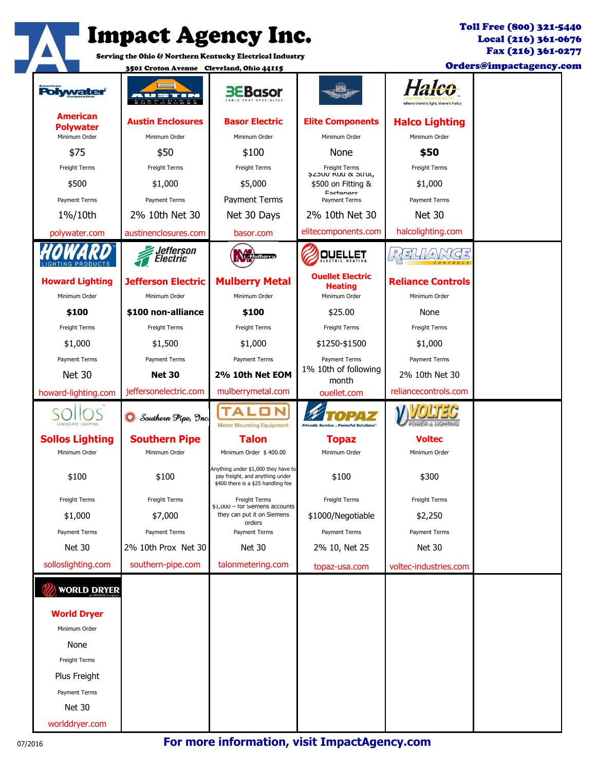# Impact Agency Inc.

Serving the Ohio & Northern Kentucky Electrical Industry

3501 Croton Avenue Cleveland, Ohio 44115

Toll Free (800) 321-5440
Local (216) 361-0676
Fax (216) 361-0277
Orders@impactagency.com

| | | | | | |
|---|---|---|---|---|---|
| **American Polywater** | **Austin Enclosures** | **Basor Electric** | **Elite Components** | **Halco Lighting** | |
| Minimum Order | Minimum Order | Minimum Order | Minimum Order | Minimum Order | |
| $75 | $50 | $100 | None | **$50** | |
| Freight Terms | Freight Terms | Freight Terms | Freight Terms | Freight Terms | |
| $500 | $1,000 | $5,000 | $2500 Rod & Strut, $500 on Fitting & Fasteners | $1,000 | |
| Payment Terms | Payment Terms | Payment Terms | Payment Terms | Payment Terms | |
| 1%/10th | 2% 10th Net 30 | Net 30 Days | 2% 10th Net 30 | Net 30 | |
| polywater.com | austinenclosures.com | basor.com | elitecomponents.com | halcolighting.com | |
| **Howard Lighting** | **Jefferson Electric** | **Mulberry Metal** | **Ouellet Electric Heating** | **Reliance Controls** | |
| Minimum Order | Minimum Order | Minimum Order | Minimum Order | Minimum Order | |
| **$100** | **$100 non-alliance** | **$100** | $25.00 | None | |
| Freight Terms | Freight Terms | Freight Terms | Freight Terms | Freight Terms | |
| $1,000 | $1,500 | $1,000 | $1250-$1500 | $1,000 | |
| Payment Terms | Payment Terms | Payment Terms | Payment Terms | Payment Terms | |
| Net 30 | **Net 30** | **2% 10th Net EOM** | 1% 10th of following month | 2% 10th Net 30 | |
| howard-lighting.com | jeffersonelectric.com | mulberrymetal.com | ouellet.com | reliancecontrols.com | |
| **Sollos Lighting** | **Southern Pipe** | **Talon** | **Topaz** | **Voltec** | |
| Minimum Order | Minimum Order | Minimum Order $ 400.00 | Minimum Order | Minimum Order | |
| $100 | $100 | Anything under $1,000 they have to pay freight, and anything under $400 there is a $25 handling fee | $100 | $300 | |
| Freight Terms | Freight Terms | Freight Terms | Freight Terms | Freight Terms | |
| $1,000 | $7,000 | $1,000 – for Siemens accounts they can put it on Siemens orders | $1000/Negotiable | $2,250 | |
| Payment Terms | Payment Terms | Payment Terms | Payment Terms | Payment Terms | |
| Net 30 | 2% 10th Prox Net 30 | Net 30 | 2% 10, Net 25 | Net 30 | |
| solloslighting.com | southern-pipe.com | talonmetering.com | topaz-usa.com | voltec-industries.com | |
| **World Dryer** | | | | | |
| Minimum Order | | | | | |
| None | | | | | |
| Freight Terms | | | | | |
| Plus Freight | | | | | |
| Payment Terms | | | | | |
| Net 30 | | | | | |
| worlddryer.com | | | | | |

07/2016

**For more information, visit ImpactAgency.com**